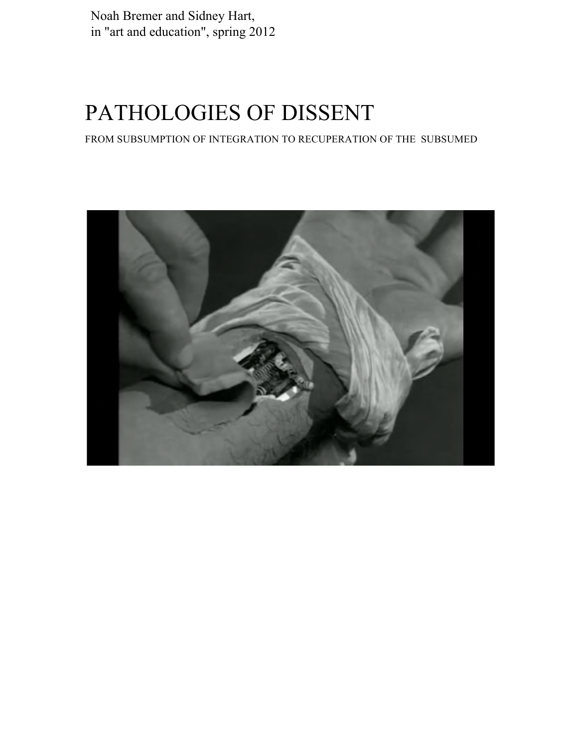Noah Bremer and Sidney Hart,
in "art and education", spring 2012

# PATHOLOGIES OF DISSENT

FROM SUBSUMPTION OF INTEGRATION TO RECUPERATION OF THE SUBSUMED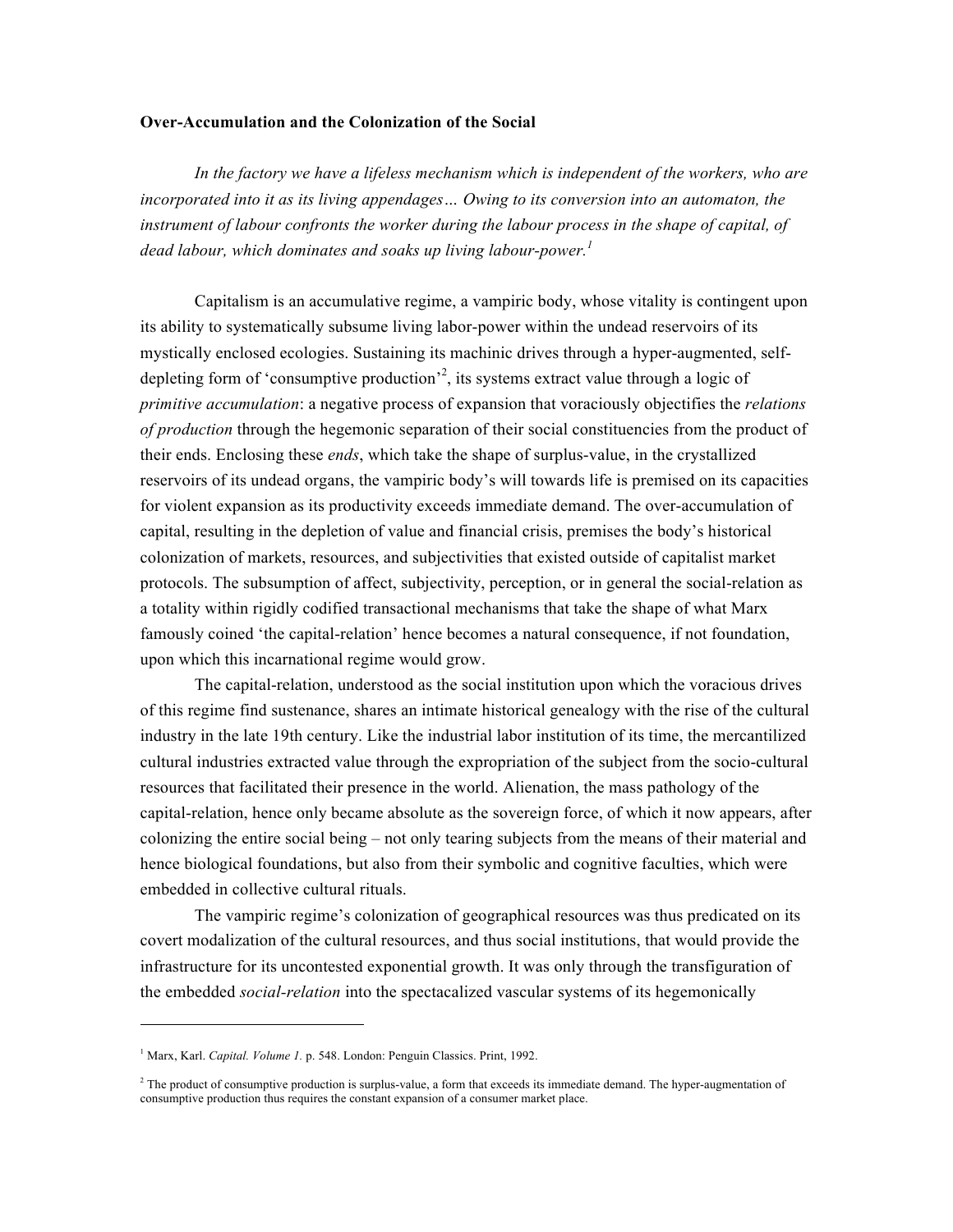**Over-Accumulation and the Colonization of the Social**

*In the factory we have a lifeless mechanism which is independent of the workers, who are incorporated into it as its living appendages… Owing to its conversion into an automaton, the instrument of labour confronts the worker during the labour process in the shape of capital, of dead labour, which dominates and soaks up living labour-power.*[1]

Capitalism is an accumulative regime, a vampiric body, whose vitality is contingent upon its ability to systematically subsume living labor-power within the undead reservoirs of its mystically enclosed ecologies. Sustaining its machinic drives through a hyper-augmented, self-depleting form of 'consumptive production'[2], its systems extract value through a logic of *primitive accumulation*: a negative process of expansion that voraciously objectifies the *relations of production* through the hegemonic separation of their social constituencies from the product of their ends. Enclosing these *ends*, which take the shape of surplus-value, in the crystallized reservoirs of its undead organs, the vampiric body's will towards life is premised on its capacities for violent expansion as its productivity exceeds immediate demand. The over-accumulation of capital, resulting in the depletion of value and financial crisis, premises the body's historical colonization of markets, resources, and subjectivities that existed outside of capitalist market protocols. The subsumption of affect, subjectivity, perception, or in general the social-relation as a totality within rigidly codified transactional mechanisms that take the shape of what Marx famously coined 'the capital-relation' hence becomes a natural consequence, if not foundation, upon which this incarnational regime would grow.

The capital-relation, understood as the social institution upon which the voracious drives of this regime find sustenance, shares an intimate historical genealogy with the rise of the cultural industry in the late 19th century. Like the industrial labor institution of its time, the mercantilized cultural industries extracted value through the expropriation of the subject from the socio-cultural resources that facilitated their presence in the world. Alienation, the mass pathology of the capital-relation, hence only became absolute as the sovereign force, of which it now appears, after colonizing the entire social being – not only tearing subjects from the means of their material and hence biological foundations, but also from their symbolic and cognitive faculties, which were embedded in collective cultural rituals.

The vampiric regime's colonization of geographical resources was thus predicated on its covert modalization of the cultural resources, and thus social institutions, that would provide the infrastructure for its uncontested exponential growth. It was only through the transfiguration of the embedded *social-relation* into the spectacalized vascular systems of its hegemonically

---

[1] Marx, Karl. *Capital. Volume 1.* p. 548. London: Penguin Classics. Print, 1992.

[2] The product of consumptive production is surplus-value, a form that exceeds its immediate demand. The hyper-augmentation of consumptive production thus requires the constant expansion of a consumer market place.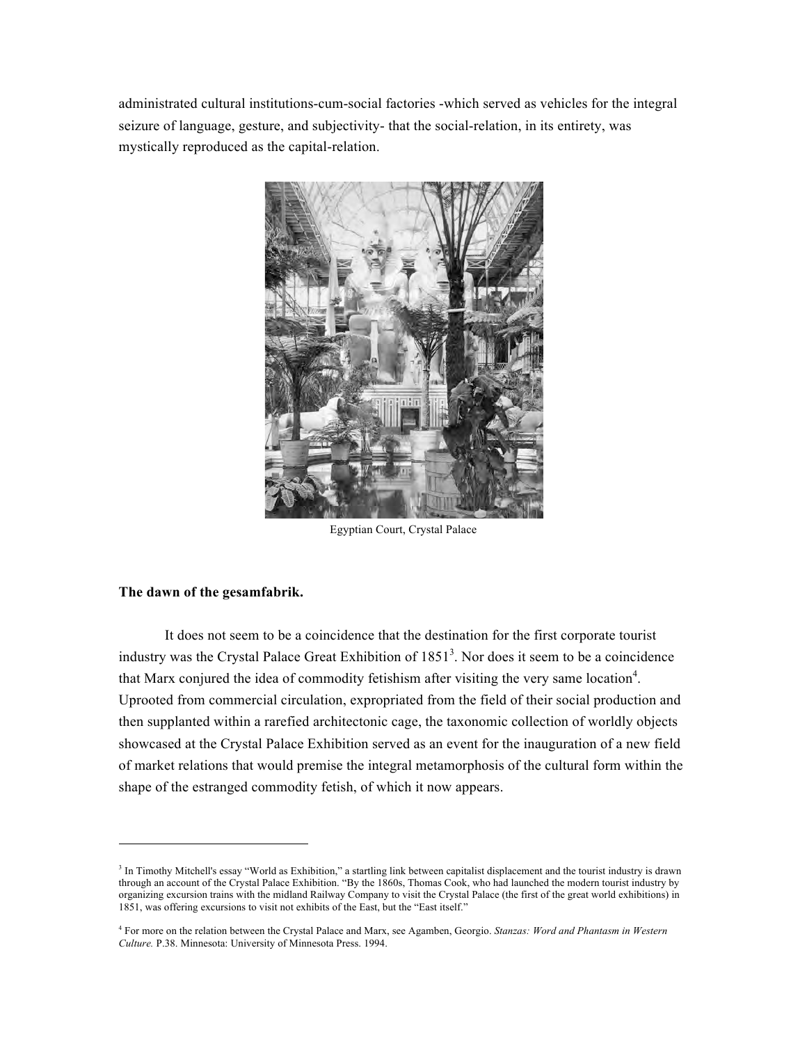administrated cultural institutions-cum-social factories -which served as vehicles for the integral seizure of language, gesture, and subjectivity- that the social-relation, in its entirety, was mystically reproduced as the capital-relation.

Egyptian Court, Crystal Palace

**The dawn of the gesamfabrik.**

It does not seem to be a coincidence that the destination for the first corporate tourist industry was the Crystal Palace Great Exhibition of 1851[3]. Nor does it seem to be a coincidence that Marx conjured the idea of commodity fetishism after visiting the very same location[4]. Uprooted from commercial circulation, expropriated from the field of their social production and then supplanted within a rarefied architectonic cage, the taxonomic collection of worldly objects showcased at the Crystal Palace Exhibition served as an event for the inauguration of a new field of market relations that would premise the integral metamorphosis of the cultural form within the shape of the estranged commodity fetish, of which it now appears.

---

[3] In Timothy Mitchell's essay "World as Exhibition," a startling link between capitalist displacement and the tourist industry is drawn through an account of the Crystal Palace Exhibition. "By the 1860s, Thomas Cook, who had launched the modern tourist industry by organizing excursion trains with the midland Railway Company to visit the Crystal Palace (the first of the great world exhibitions) in 1851, was offering excursions to visit not exhibits of the East, but the "East itself."

[4] For more on the relation between the Crystal Palace and Marx, see Agamben, Georgio. *Stanzas: Word and Phantasm in Western Culture.* P.38. Minnesota: University of Minnesota Press. 1994.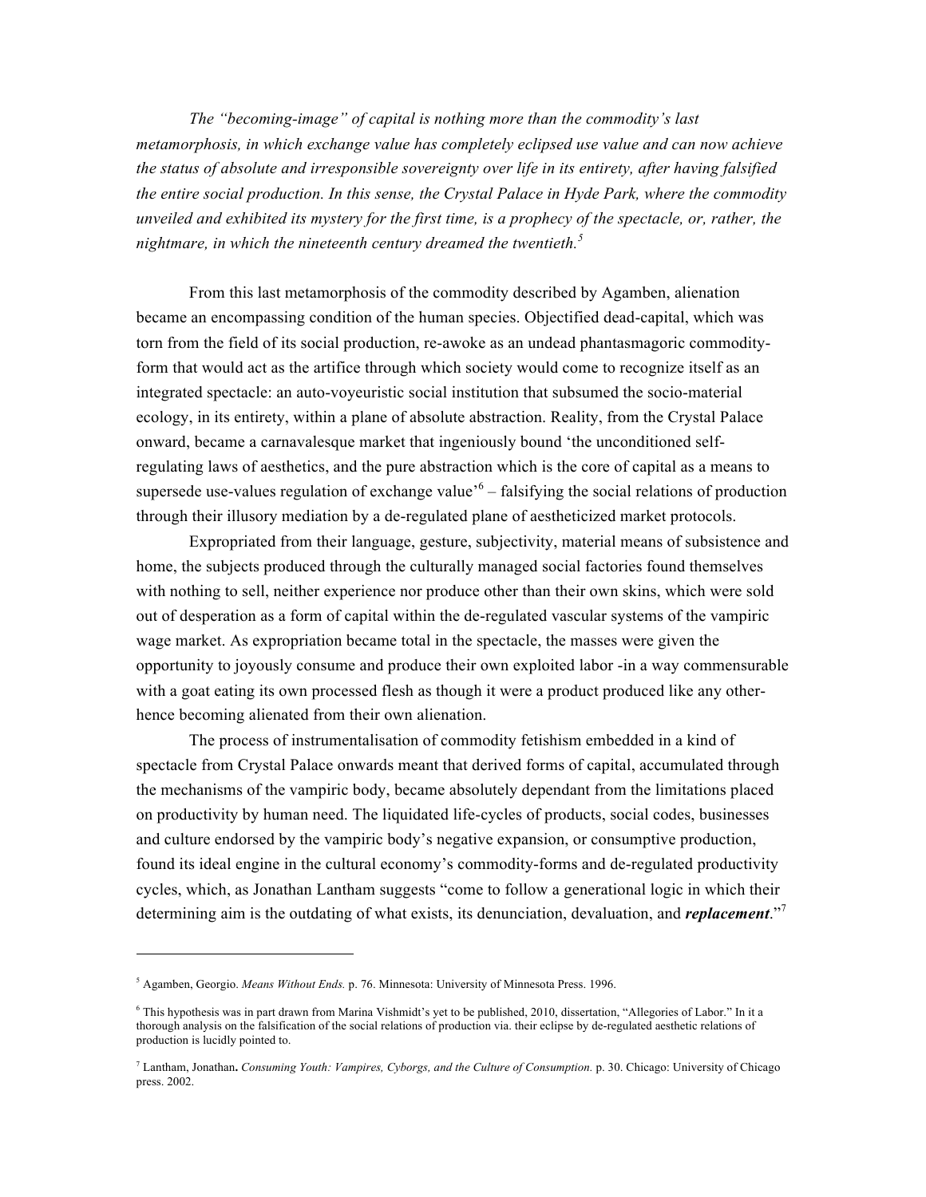*The "becoming-image" of capital is nothing more than the commodity's last metamorphosis, in which exchange value has completely eclipsed use value and can now achieve the status of absolute and irresponsible sovereignty over life in its entirety, after having falsified the entire social production. In this sense, the Crystal Palace in Hyde Park, where the commodity unveiled and exhibited its mystery for the first time, is a prophecy of the spectacle, or, rather, the nightmare, in which the nineteenth century dreamed the twentieth.*[5]

From this last metamorphosis of the commodity described by Agamben, alienation became an encompassing condition of the human species. Objectified dead-capital, which was torn from the field of its social production, re-awoke as an undead phantasmagoric commodity-form that would act as the artifice through which society would come to recognize itself as an integrated spectacle: an auto-voyeuristic social institution that subsumed the socio-material ecology, in its entirety, within a plane of absolute abstraction. Reality, from the Crystal Palace onward, became a carnavalesque market that ingeniously bound 'the unconditioned self-regulating laws of aesthetics, and the pure abstraction which is the core of capital as a means to supersede use-values regulation of exchange value'[6] – falsifying the social relations of production through their illusory mediation by a de-regulated plane of aestheticized market protocols.

Expropriated from their language, gesture, subjectivity, material means of subsistence and home, the subjects produced through the culturally managed social factories found themselves with nothing to sell, neither experience nor produce other than their own skins, which were sold out of desperation as a form of capital within the de-regulated vascular systems of the vampiric wage market. As expropriation became total in the spectacle, the masses were given the opportunity to joyously consume and produce their own exploited labor -in a way commensurable with a goat eating its own processed flesh as though it were a product produced like any other- hence becoming alienated from their own alienation.

The process of instrumentalisation of commodity fetishism embedded in a kind of spectacle from Crystal Palace onwards meant that derived forms of capital, accumulated through the mechanisms of the vampiric body, became absolutely dependant from the limitations placed on productivity by human need. The liquidated life-cycles of products, social codes, businesses and culture endorsed by the vampiric body's negative expansion, or consumptive production, found its ideal engine in the cultural economy's commodity-forms and de-regulated productivity cycles, which, as Jonathan Lantham suggests "come to follow a generational logic in which their determining aim is the outdating of what exists, its denunciation, devaluation, and ***replacement***."[7]

---

[5] Agamben, Georgio. *Means Without Ends.* p. 76. Minnesota: University of Minnesota Press. 1996.

[6] This hypothesis was in part drawn from Marina Vishmidt's yet to be published, 2010, dissertation, "Allegories of Labor." In it a thorough analysis on the falsification of the social relations of production via. their eclipse by de-regulated aesthetic relations of production is lucidly pointed to.

[7] Lantham, Jonathan**.** *Consuming Youth: Vampires, Cyborgs, and the Culture of Consumption.* p. 30. Chicago: University of Chicago press. 2002.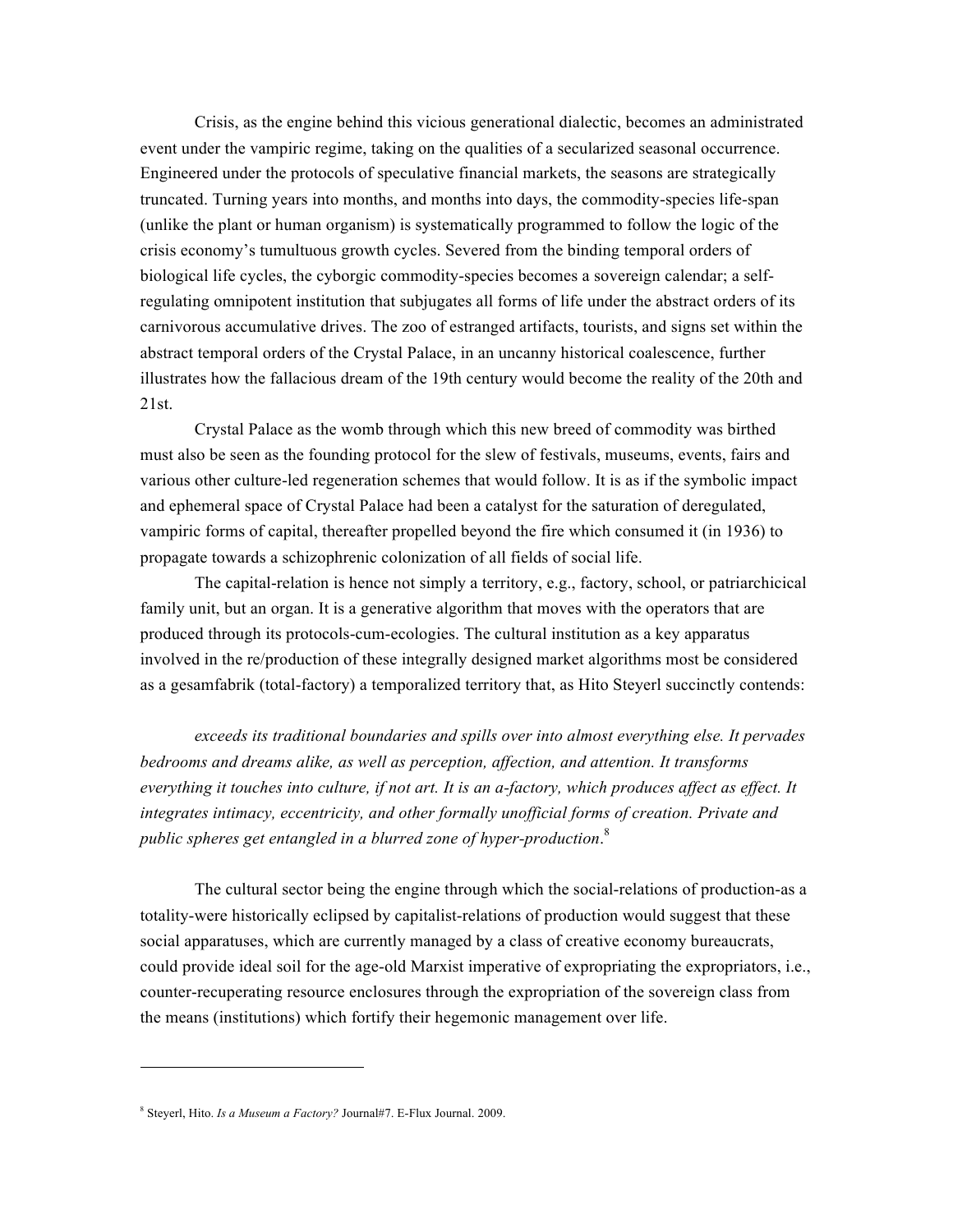Crisis, as the engine behind this vicious generational dialectic, becomes an administrated event under the vampiric regime, taking on the qualities of a secularized seasonal occurrence. Engineered under the protocols of speculative financial markets, the seasons are strategically truncated. Turning years into months, and months into days, the commodity-species life-span (unlike the plant or human organism) is systematically programmed to follow the logic of the crisis economy's tumultuous growth cycles. Severed from the binding temporal orders of biological life cycles, the cyborgic commodity-species becomes a sovereign calendar; a self-regulating omnipotent institution that subjugates all forms of life under the abstract orders of its carnivorous accumulative drives. The zoo of estranged artifacts, tourists, and signs set within the abstract temporal orders of the Crystal Palace, in an uncanny historical coalescence, further illustrates how the fallacious dream of the 19th century would become the reality of the 20th and 21st.

Crystal Palace as the womb through which this new breed of commodity was birthed must also be seen as the founding protocol for the slew of festivals, museums, events, fairs and various other culture-led regeneration schemes that would follow. It is as if the symbolic impact and ephemeral space of Crystal Palace had been a catalyst for the saturation of deregulated, vampiric forms of capital, thereafter propelled beyond the fire which consumed it (in 1936) to propagate towards a schizophrenic colonization of all fields of social life.

The capital-relation is hence not simply a territory, e.g., factory, school, or patriarchicical family unit, but an organ. It is a generative algorithm that moves with the operators that are produced through its protocols-cum-ecologies. The cultural institution as a key apparatus involved in the re/production of these integrally designed market algorithms most be considered as a gesamfabrik (total-factory) a temporalized territory that, as Hito Steyerl succinctly contends:

> *exceeds its traditional boundaries and spills over into almost everything else. It pervades bedrooms and dreams alike, as well as perception, affection, and attention. It transforms everything it touches into culture, if not art. It is an a-factory, which produces affect as effect. It integrates intimacy, eccentricity, and other formally unofficial forms of creation. Private and public spheres get entangled in a blurred zone of hyper-production*.[8]

The cultural sector being the engine through which the social-relations of production-as a totality-were historically eclipsed by capitalist-relations of production would suggest that these social apparatuses, which are currently managed by a class of creative economy bureaucrats, could provide ideal soil for the age-old Marxist imperative of expropriating the expropriators, i.e., counter-recuperating resource enclosures through the expropriation of the sovereign class from the means (institutions) which fortify their hegemonic management over life.

---

[8] Steyerl, Hito. *Is a Museum a Factory?* Journal#7. E-Flux Journal. 2009.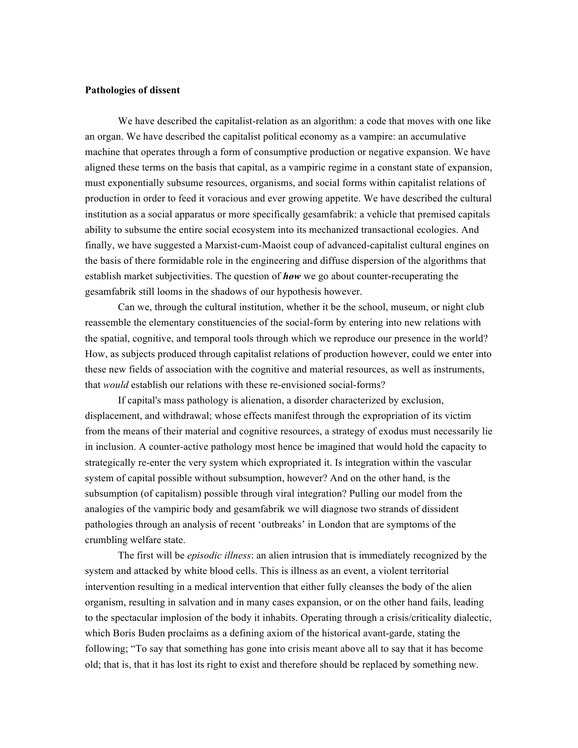**Pathologies of dissent**

We have described the capitalist-relation as an algorithm: a code that moves with one like an organ. We have described the capitalist political economy as a vampire: an accumulative machine that operates through a form of consumptive production or negative expansion. We have aligned these terms on the basis that capital, as a vampiric regime in a constant state of expansion, must exponentially subsume resources, organisms, and social forms within capitalist relations of production in order to feed it voracious and ever growing appetite. We have described the cultural institution as a social apparatus or more specifically gesamfabrik: a vehicle that premised capitals ability to subsume the entire social ecosystem into its mechanized transactional ecologies. And finally, we have suggested a Marxist-cum-Maoist coup of advanced-capitalist cultural engines on the basis of there formidable role in the engineering and diffuse dispersion of the algorithms that establish market subjectivities. The question of ***how*** we go about counter-recuperating the gesamfabrik still looms in the shadows of our hypothesis however.

Can we, through the cultural institution, whether it be the school, museum, or night club reassemble the elementary constituencies of the social-form by entering into new relations with the spatial, cognitive, and temporal tools through which we reproduce our presence in the world? How, as subjects produced through capitalist relations of production however, could we enter into these new fields of association with the cognitive and material resources, as well as instruments, that *would* establish our relations with these re-envisioned social-forms?

If capital's mass pathology is alienation, a disorder characterized by exclusion, displacement, and withdrawal; whose effects manifest through the expropriation of its victim from the means of their material and cognitive resources, a strategy of exodus must necessarily lie in inclusion. A counter-active pathology most hence be imagined that would hold the capacity to strategically re-enter the very system which expropriated it. Is integration within the vascular system of capital possible without subsumption, however? And on the other hand, is the subsumption (of capitalism) possible through viral integration? Pulling our model from the analogies of the vampiric body and gesamfabrik we will diagnose two strands of dissident pathologies through an analysis of recent 'outbreaks' in London that are symptoms of the crumbling welfare state.

The first will be *episodic illness*: an alien intrusion that is immediately recognized by the system and attacked by white blood cells. This is illness as an event, a violent territorial intervention resulting in a medical intervention that either fully cleanses the body of the alien organism, resulting in salvation and in many cases expansion, or on the other hand fails, leading to the spectacular implosion of the body it inhabits. Operating through a crisis/criticality dialectic, which Boris Buden proclaims as a defining axiom of the historical avant-garde, stating the following; "To say that something has gone into crisis meant above all to say that it has become old; that is, that it has lost its right to exist and therefore should be replaced by something new.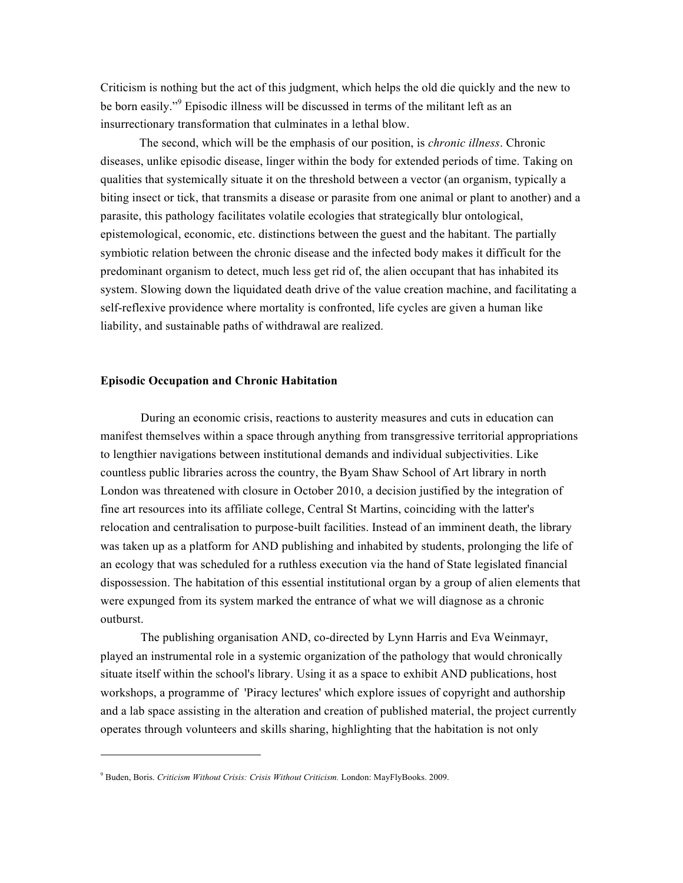Criticism is nothing but the act of this judgment, which helps the old die quickly and the new to be born easily."[9] Episodic illness will be discussed in terms of the militant left as an insurrectionary transformation that culminates in a lethal blow.

The second, which will be the emphasis of our position, is *chronic illness*. Chronic diseases, unlike episodic disease, linger within the body for extended periods of time. Taking on qualities that systemically situate it on the threshold between a vector (an organism, typically a biting insect or tick, that transmits a disease or parasite from one animal or plant to another) and a parasite, this pathology facilitates volatile ecologies that strategically blur ontological, epistemological, economic, etc. distinctions between the guest and the habitant. The partially symbiotic relation between the chronic disease and the infected body makes it difficult for the predominant organism to detect, much less get rid of, the alien occupant that has inhabited its system. Slowing down the liquidated death drive of the value creation machine, and facilitating a self-reflexive providence where mortality is confronted, life cycles are given a human like liability, and sustainable paths of withdrawal are realized.

**Episodic Occupation and Chronic Habitation**

During an economic crisis, reactions to austerity measures and cuts in education can manifest themselves within a space through anything from transgressive territorial appropriations to lengthier navigations between institutional demands and individual subjectivities. Like countless public libraries across the country, the Byam Shaw School of Art library in north London was threatened with closure in October 2010, a decision justified by the integration of fine art resources into its affiliate college, Central St Martins, coinciding with the latter's relocation and centralisation to purpose-built facilities. Instead of an imminent death, the library was taken up as a platform for AND publishing and inhabited by students, prolonging the life of an ecology that was scheduled for a ruthless execution via the hand of State legislated financial dispossession. The habitation of this essential institutional organ by a group of alien elements that were expunged from its system marked the entrance of what we will diagnose as a chronic outburst.

The publishing organisation AND, co-directed by Lynn Harris and Eva Weinmayr, played an instrumental role in a systemic organization of the pathology that would chronically situate itself within the school's library. Using it as a space to exhibit AND publications, host workshops, a programme of 'Piracy lectures' which explore issues of copyright and authorship and a lab space assisting in the alteration and creation of published material, the project currently operates through volunteers and skills sharing, highlighting that the habitation is not only

---

[9] Buden, Boris. *Criticism Without Crisis: Crisis Without Criticism.* London: MayFlyBooks. 2009.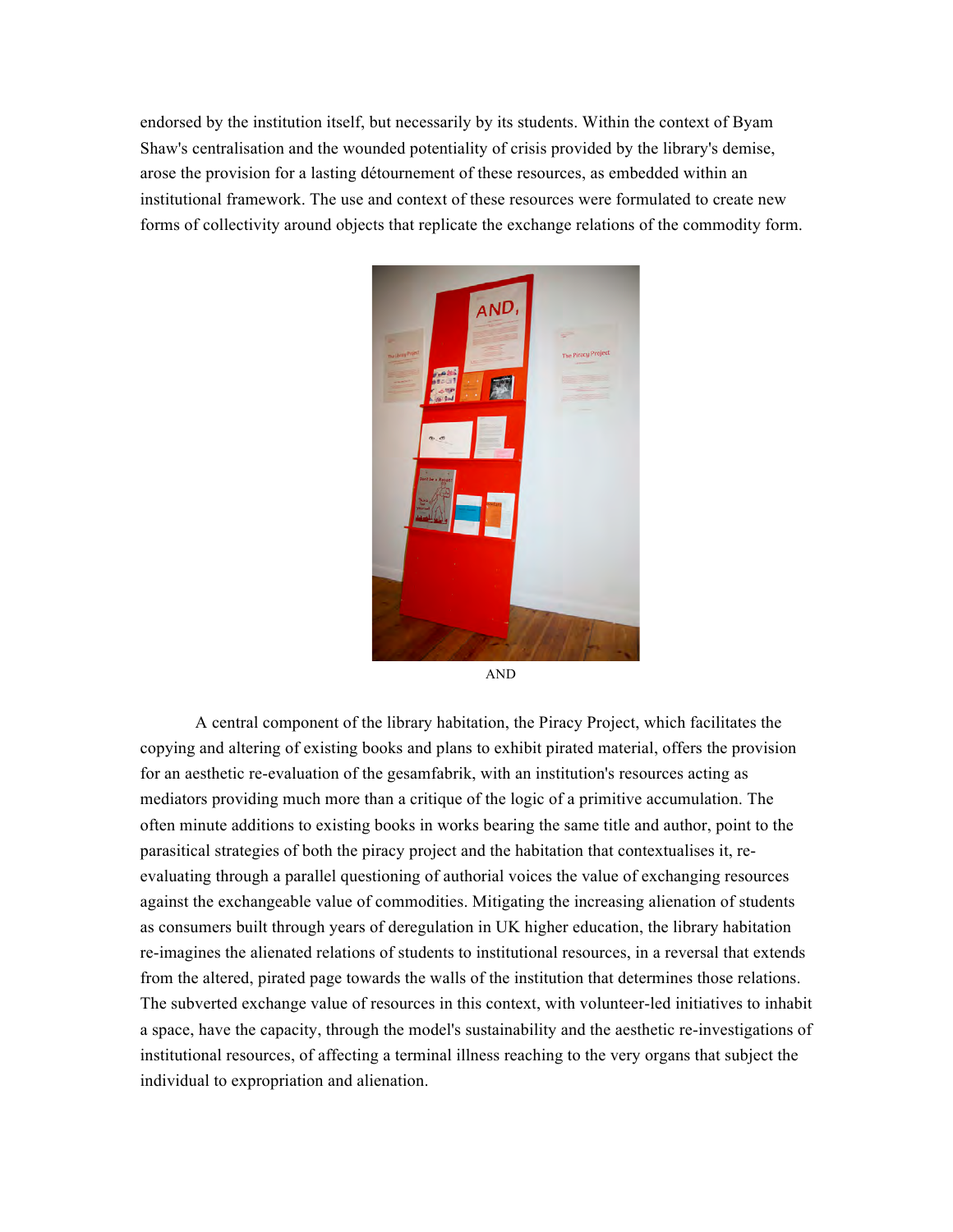endorsed by the institution itself, but necessarily by its students. Within the context of Byam Shaw's centralisation and the wounded potentiality of crisis provided by the library's demise, arose the provision for a lasting détournement of these resources, as embedded within an institutional framework. The use and context of these resources were formulated to create new forms of collectivity around objects that replicate the exchange relations of the commodity form.

AND

A central component of the library habitation, the Piracy Project, which facilitates the copying and altering of existing books and plans to exhibit pirated material, offers the provision for an aesthetic re-evaluation of the gesamfabrik, with an institution's resources acting as mediators providing much more than a critique of the logic of a primitive accumulation. The often minute additions to existing books in works bearing the same title and author, point to the parasitical strategies of both the piracy project and the habitation that contextualises it, re-evaluating through a parallel questioning of authorial voices the value of exchanging resources against the exchangeable value of commodities. Mitigating the increasing alienation of students as consumers built through years of deregulation in UK higher education, the library habitation re-imagines the alienated relations of students to institutional resources, in a reversal that extends from the altered, pirated page towards the walls of the institution that determines those relations. The subverted exchange value of resources in this context, with volunteer-led initiatives to inhabit a space, have the capacity, through the model's sustainability and the aesthetic re-investigations of institutional resources, of affecting a terminal illness reaching to the very organs that subject the individual to expropriation and alienation.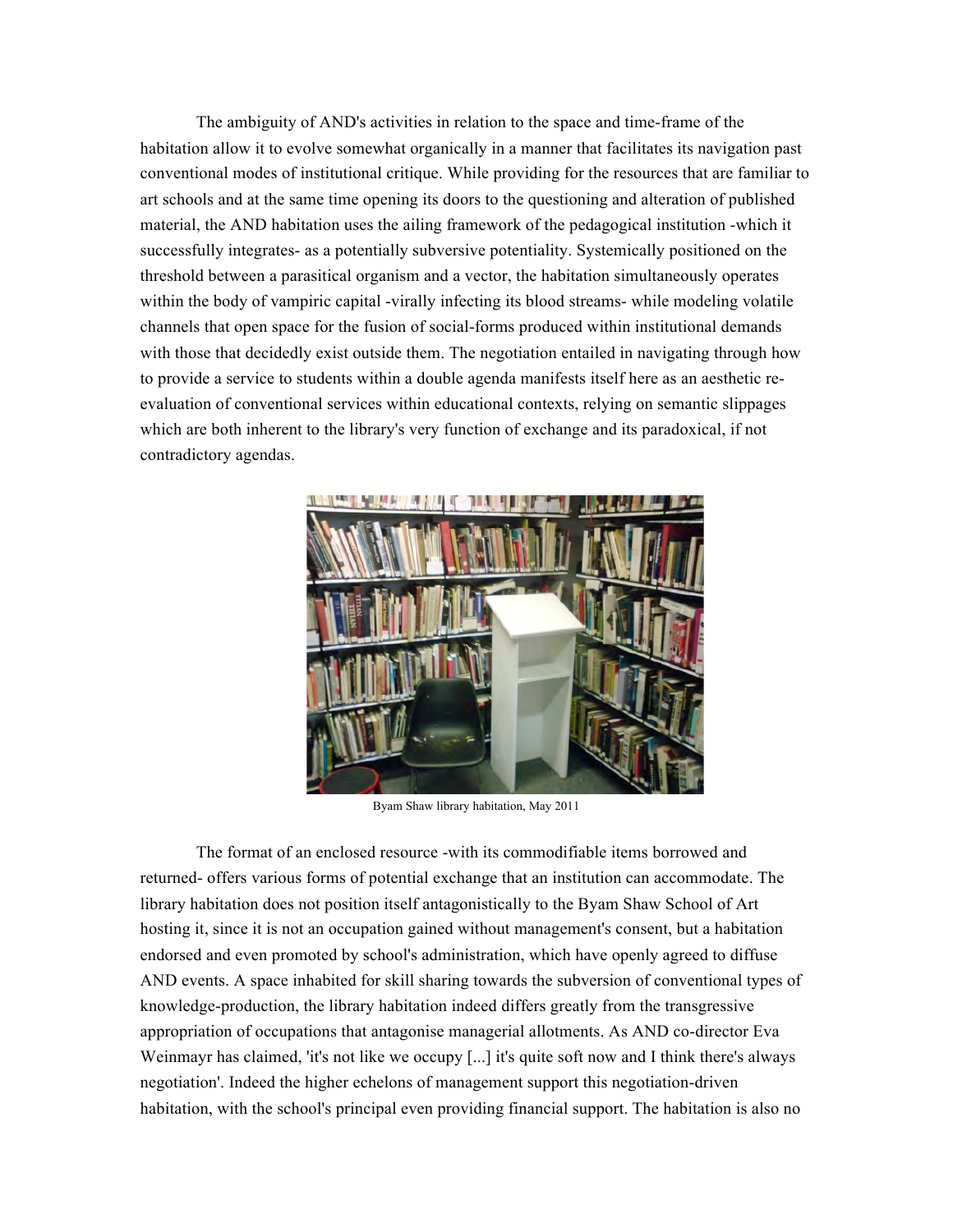The ambiguity of AND's activities in relation to the space and time-frame of the habitation allow it to evolve somewhat organically in a manner that facilitates its navigation past conventional modes of institutional critique. While providing for the resources that are familiar to art schools and at the same time opening its doors to the questioning and alteration of published material, the AND habitation uses the ailing framework of the pedagogical institution -which it successfully integrates- as a potentially subversive potentiality. Systemically positioned on the threshold between a parasitical organism and a vector, the habitation simultaneously operates within the body of vampiric capital -virally infecting its blood streams- while modeling volatile channels that open space for the fusion of social-forms produced within institutional demands with those that decidedly exist outside them. The negotiation entailed in navigating through how to provide a service to students within a double agenda manifests itself here as an aesthetic re-evaluation of conventional services within educational contexts, relying on semantic slippages which are both inherent to the library's very function of exchange and its paradoxical, if not contradictory agendas.

Byam Shaw library habitation, May 2011

The format of an enclosed resource -with its commodifiable items borrowed and returned- offers various forms of potential exchange that an institution can accommodate. The library habitation does not position itself antagonistically to the Byam Shaw School of Art hosting it, since it is not an occupation gained without management's consent, but a habitation endorsed and even promoted by school's administration, which have openly agreed to diffuse AND events. A space inhabited for skill sharing towards the subversion of conventional types of knowledge-production, the library habitation indeed differs greatly from the transgressive appropriation of occupations that antagonise managerial allotments. As AND co-director Eva Weinmayr has claimed, 'it's not like we occupy [...] it's quite soft now and I think there's always negotiation'. Indeed the higher echelons of management support this negotiation-driven habitation, with the school's principal even providing financial support. The habitation is also no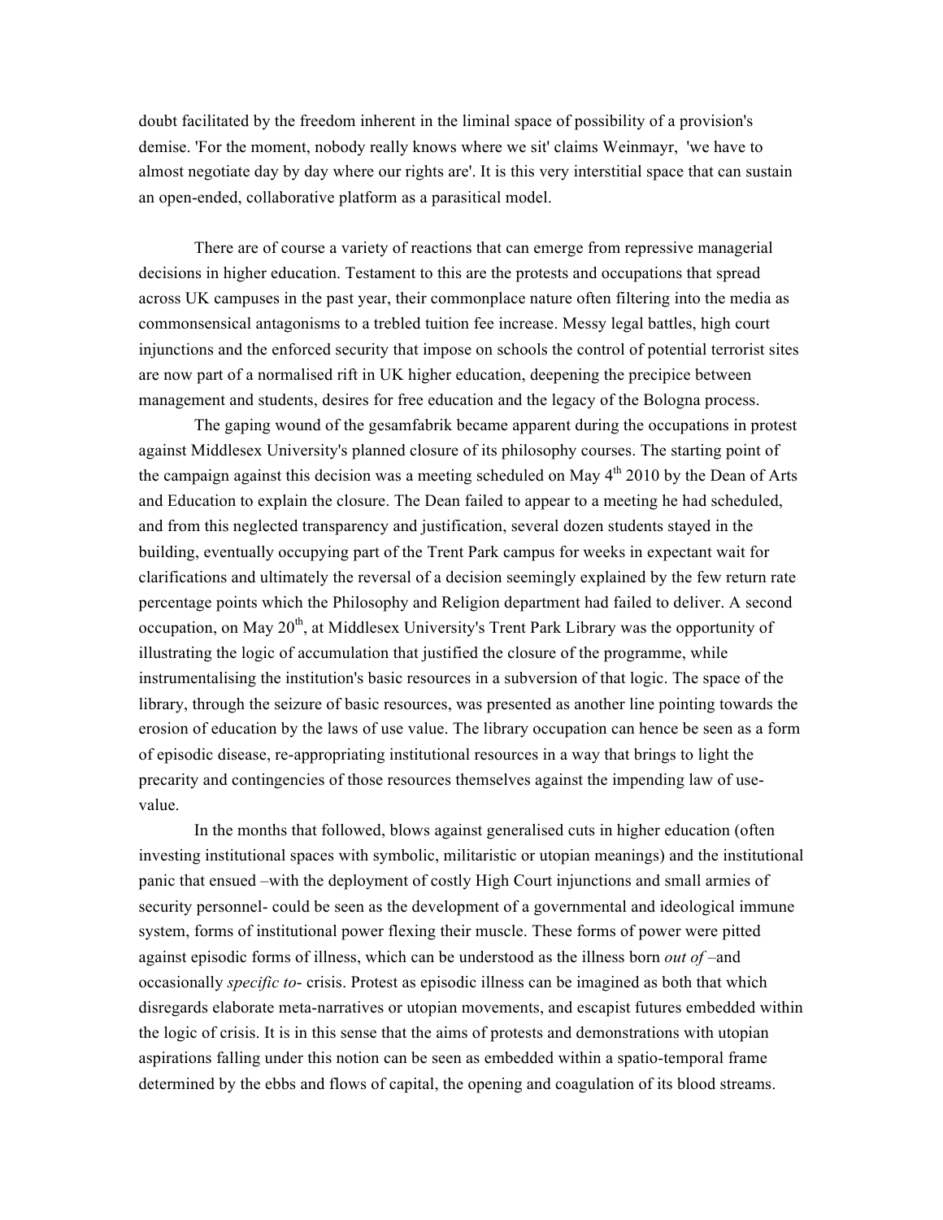doubt facilitated by the freedom inherent in the liminal space of possibility of a provision's demise. 'For the moment, nobody really knows where we sit' claims Weinmayr, 'we have to almost negotiate day by day where our rights are'. It is this very interstitial space that can sustain an open-ended, collaborative platform as a parasitical model.

There are of course a variety of reactions that can emerge from repressive managerial decisions in higher education. Testament to this are the protests and occupations that spread across UK campuses in the past year, their commonplace nature often filtering into the media as commonsensical antagonisms to a trebled tuition fee increase. Messy legal battles, high court injunctions and the enforced security that impose on schools the control of potential terrorist sites are now part of a normalised rift in UK higher education, deepening the precipice between management and students, desires for free education and the legacy of the Bologna process.

The gaping wound of the gesamfabrik became apparent during the occupations in protest against Middlesex University's planned closure of its philosophy courses. The starting point of the campaign against this decision was a meeting scheduled on May 4th 2010 by the Dean of Arts and Education to explain the closure. The Dean failed to appear to a meeting he had scheduled, and from this neglected transparency and justification, several dozen students stayed in the building, eventually occupying part of the Trent Park campus for weeks in expectant wait for clarifications and ultimately the reversal of a decision seemingly explained by the few return rate percentage points which the Philosophy and Religion department had failed to deliver. A second occupation, on May 20th, at Middlesex University's Trent Park Library was the opportunity of illustrating the logic of accumulation that justified the closure of the programme, while instrumentalising the institution's basic resources in a subversion of that logic. The space of the library, through the seizure of basic resources, was presented as another line pointing towards the erosion of education by the laws of use value. The library occupation can hence be seen as a form of episodic disease, re-appropriating institutional resources in a way that brings to light the precarity and contingencies of those resources themselves against the impending law of use-value.

In the months that followed, blows against generalised cuts in higher education (often investing institutional spaces with symbolic, militaristic or utopian meanings) and the institutional panic that ensued –with the deployment of costly High Court injunctions and small armies of security personnel- could be seen as the development of a governmental and ideological immune system, forms of institutional power flexing their muscle. These forms of power were pitted against episodic forms of illness, which can be understood as the illness born *out of* –and occasionally *specific to*- crisis. Protest as episodic illness can be imagined as both that which disregards elaborate meta-narratives or utopian movements, and escapist futures embedded within the logic of crisis. It is in this sense that the aims of protests and demonstrations with utopian aspirations falling under this notion can be seen as embedded within a spatio-temporal frame determined by the ebbs and flows of capital, the opening and coagulation of its blood streams.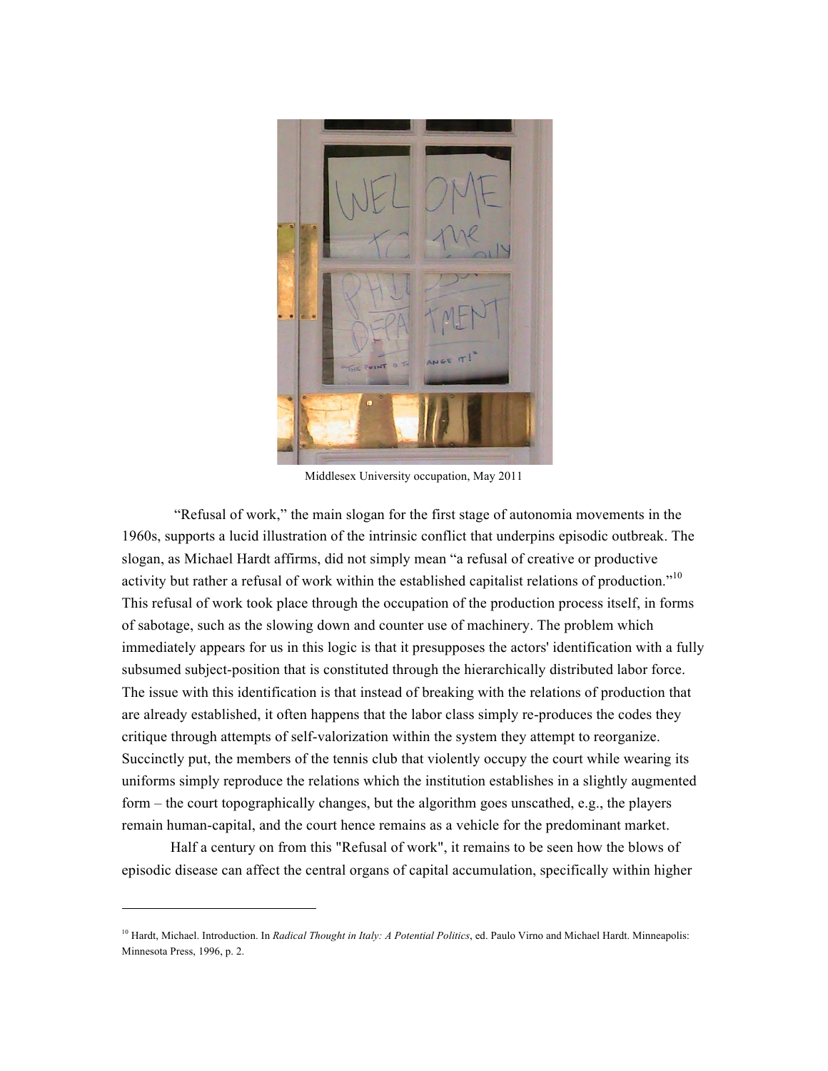Middlesex University occupation, May 2011

"Refusal of work," the main slogan for the first stage of autonomia movements in the 1960s, supports a lucid illustration of the intrinsic conflict that underpins episodic outbreak. The slogan, as Michael Hardt affirms, did not simply mean "a refusal of creative or productive activity but rather a refusal of work within the established capitalist relations of production."[10] This refusal of work took place through the occupation of the production process itself, in forms of sabotage, such as the slowing down and counter use of machinery. The problem which immediately appears for us in this logic is that it presupposes the actors' identification with a fully subsumed subject-position that is constituted through the hierarchically distributed labor force. The issue with this identification is that instead of breaking with the relations of production that are already established, it often happens that the labor class simply re-produces the codes they critique through attempts of self-valorization within the system they attempt to reorganize. Succinctly put, the members of the tennis club that violently occupy the court while wearing its uniforms simply reproduce the relations which the institution establishes in a slightly augmented form – the court topographically changes, but the algorithm goes unscathed, e.g., the players remain human-capital, and the court hence remains as a vehicle for the predominant market.

Half a century on from this "Refusal of work", it remains to be seen how the blows of episodic disease can affect the central organs of capital accumulation, specifically within higher

---

[10] Hardt, Michael. Introduction. In *Radical Thought in Italy: A Potential Politics*, ed. Paulo Virno and Michael Hardt. Minneapolis: Minnesota Press, 1996, p. 2.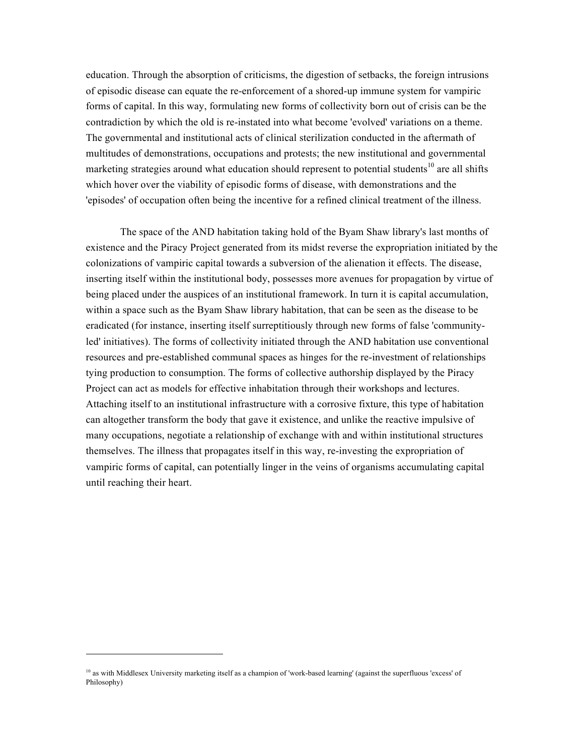education. Through the absorption of criticisms, the digestion of setbacks, the foreign intrusions of episodic disease can equate the re-enforcement of a shored-up immune system for vampiric forms of capital. In this way, formulating new forms of collectivity born out of crisis can be the contradiction by which the old is re-instated into what become 'evolved' variations on a theme. The governmental and institutional acts of clinical sterilization conducted in the aftermath of multitudes of demonstrations, occupations and protests; the new institutional and governmental marketing strategies around what education should represent to potential students[10] are all shifts which hover over the viability of episodic forms of disease, with demonstrations and the 'episodes' of occupation often being the incentive for a refined clinical treatment of the illness.

The space of the AND habitation taking hold of the Byam Shaw library's last months of existence and the Piracy Project generated from its midst reverse the expropriation initiated by the colonizations of vampiric capital towards a subversion of the alienation it effects. The disease, inserting itself within the institutional body, possesses more avenues for propagation by virtue of being placed under the auspices of an institutional framework. In turn it is capital accumulation, within a space such as the Byam Shaw library habitation, that can be seen as the disease to be eradicated (for instance, inserting itself surreptitiously through new forms of false 'community-led' initiatives). The forms of collectivity initiated through the AND habitation use conventional resources and pre-established communal spaces as hinges for the re-investment of relationships tying production to consumption. The forms of collective authorship displayed by the Piracy Project can act as models for effective inhabitation through their workshops and lectures. Attaching itself to an institutional infrastructure with a corrosive fixture, this type of habitation can altogether transform the body that gave it existence, and unlike the reactive impulsive of many occupations, negotiate a relationship of exchange with and within institutional structures themselves. The illness that propagates itself in this way, re-investing the expropriation of vampiric forms of capital, can potentially linger in the veins of organisms accumulating capital until reaching their heart.

---

[10] as with Middlesex University marketing itself as a champion of 'work-based learning' (against the superfluous 'excess' of Philosophy)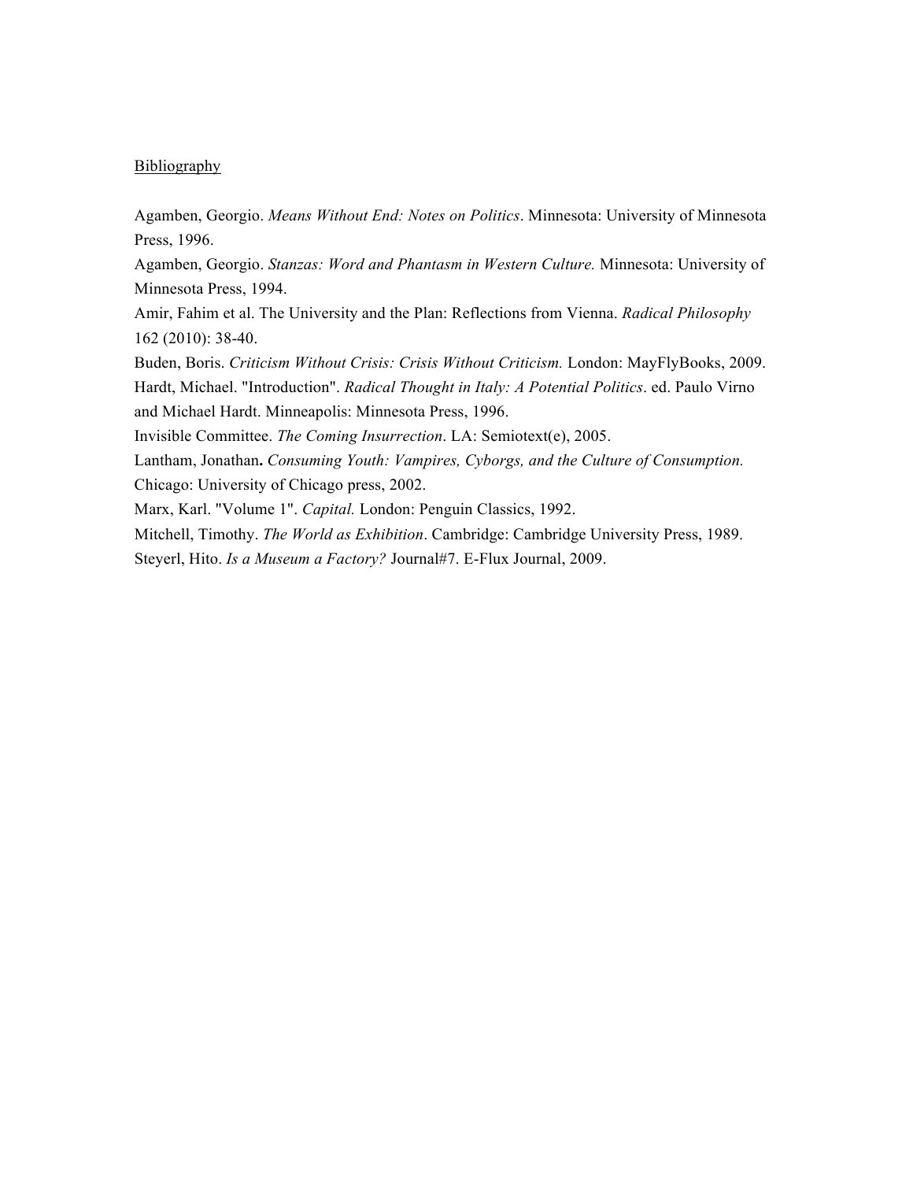Bibliography

Agamben, Georgio. *Means Without End: Notes on Politics*. Minnesota: University of Minnesota Press, 1996.

Agamben, Georgio. *Stanzas: Word and Phantasm in Western Culture.* Minnesota: University of Minnesota Press, 1994.

Amir, Fahim et al. The University and the Plan: Reflections from Vienna. *Radical Philosophy* 162 (2010): 38-40.

Buden, Boris. *Criticism Without Crisis: Crisis Without Criticism.* London: MayFlyBooks, 2009.

Hardt, Michael. "Introduction". *Radical Thought in Italy: A Potential Politics*. ed. Paulo Virno and Michael Hardt. Minneapolis: Minnesota Press, 1996.

Invisible Committee. *The Coming Insurrection*. LA: Semiotext(e), 2005.

Lantham, Jonathan**.** *Consuming Youth: Vampires, Cyborgs, and the Culture of Consumption.* Chicago: University of Chicago press, 2002.

Marx, Karl. "Volume 1". *Capital.* London: Penguin Classics, 1992.

Mitchell, Timothy. *The World as Exhibition*. Cambridge: Cambridge University Press, 1989.

Steyerl, Hito. *Is a Museum a Factory?* Journal#7. E-Flux Journal, 2009.